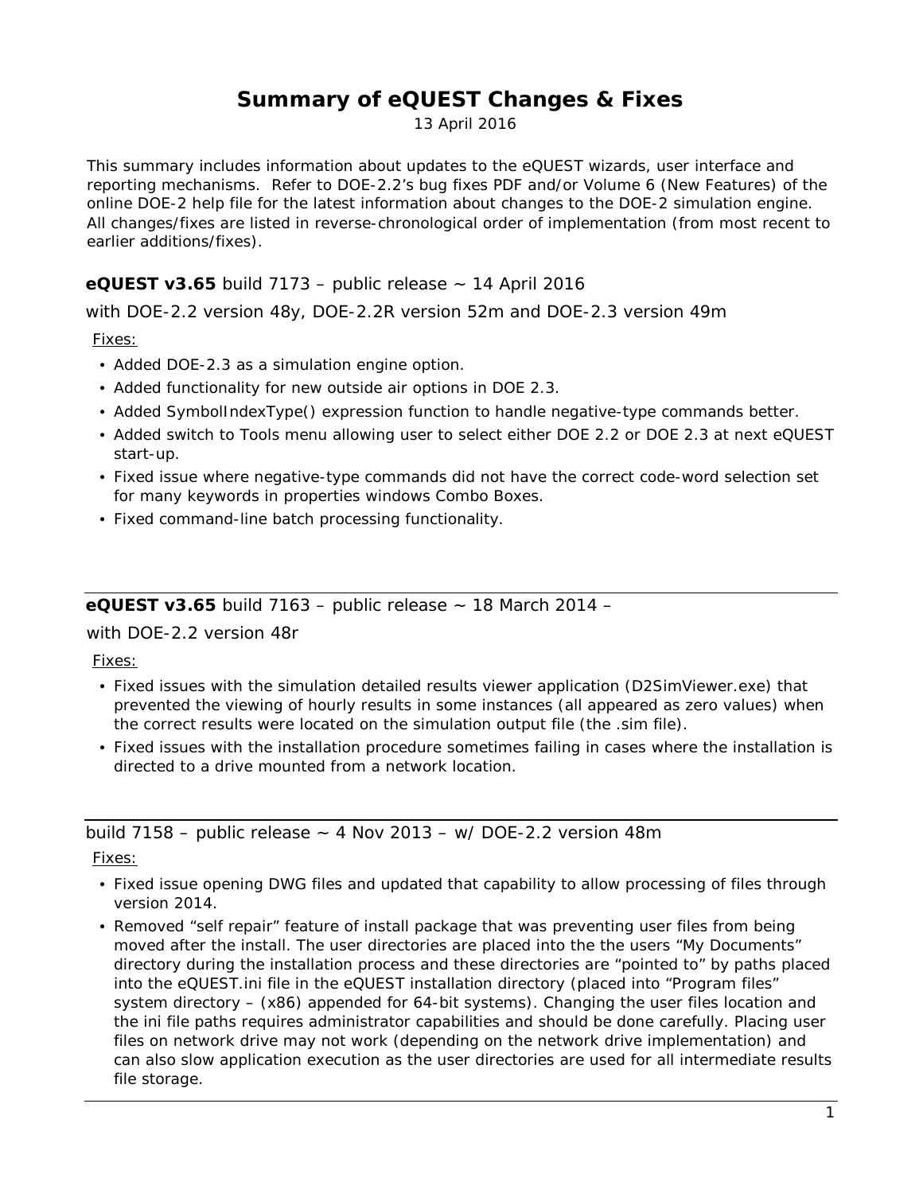# Summary of eQUEST Changes & Fixes

13 April 2016

This summary includes information about updates to the eQUEST wizards, user interface and reporting mechanisms. Refer to DOE-2.2's bug fixes PDF and/or Volume 6 (New Features) of the online DOE-2 help file for the latest information about changes to the DOE-2 simulation engine. All changes/fixes are listed in reverse-chronological order of implementation (from most recent to earlier additions/fixes).

### **eQUEST v3.65** build 7173 – public release ~ 14 April 2016

with DOE-2.2 version 48y, DOE-2.2R version 52m and DOE-2.3 version 49m

Fixes:

- Added DOE-2.3 as a simulation engine option.
- Added functionality for new outside air options in DOE 2.3.
- Added SymbolIndexType() expression function to handle negative-type commands better.
- Added switch to Tools menu allowing user to select either DOE 2.2 or DOE 2.3 at next eQUEST start-up.
- Fixed issue where negative-type commands did not have the correct code-word selection set for many keywords in properties windows Combo Boxes.
- Fixed command-line batch processing functionality.

---

### **eQUEST v3.65** build 7163 – public release ~ 18 March 2014 –

with DOE-2.2 version 48r

Fixes:

- Fixed issues with the simulation detailed results viewer application (D2SimViewer.exe) that prevented the viewing of hourly results in some instances (all appeared as zero values) when the correct results were located on the simulation output file (the .sim file).
- Fixed issues with the installation procedure sometimes failing in cases where the installation is directed to a drive mounted from a network location.

---

### build 7158 – public release ~ 4 Nov 2013 – w/ DOE-2.2 version 48m

Fixes:

- Fixed issue opening DWG files and updated that capability to allow processing of files through version 2014.
- Removed "self repair" feature of install package that was preventing user files from being moved after the install. The user directories are placed into the the users "My Documents" directory during the installation process and these directories are "pointed to" by paths placed into the eQUEST.ini file in the eQUEST installation directory (placed into "Program files" system directory – (x86) appended for 64-bit systems). Changing the user files location and the ini file paths requires administrator capabilities and should be done carefully. Placing user files on network drive may not work (depending on the network drive implementation) and can also slow application execution as the user directories are used for all intermediate results file storage.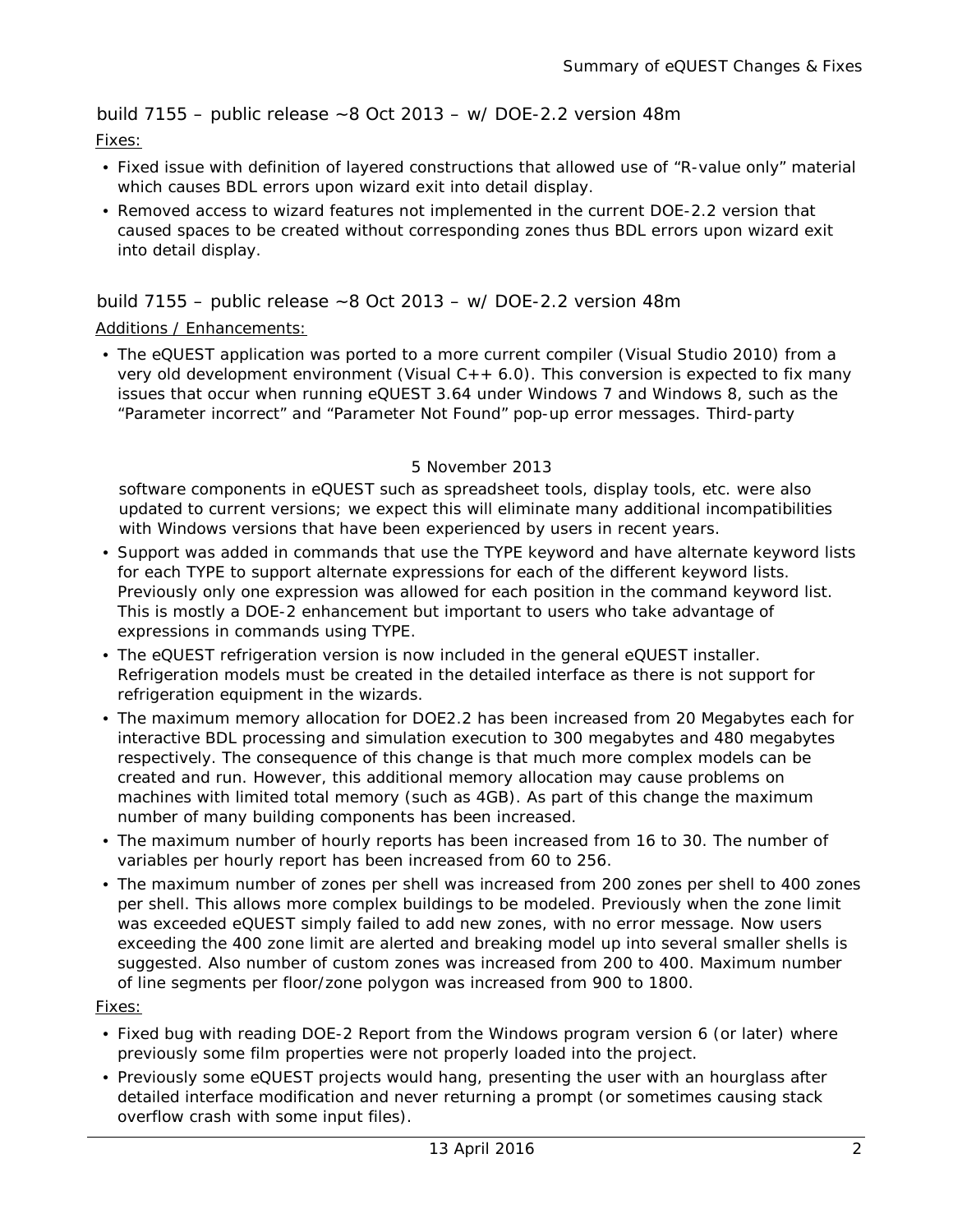## build 7155 – public release ~8 Oct 2013 – w/ DOE-2.2 version 48m

Fixes:

- Fixed issue with definition of layered constructions that allowed use of “R-value only” material which causes BDL errors upon wizard exit into detail display.
- Removed access to wizard features not implemented in the current DOE-2.2 version that caused spaces to be created without corresponding zones thus BDL errors upon wizard exit into detail display.

## build 7155 – public release ~8 Oct 2013 – w/ DOE-2.2 version 48m

Additions / Enhancements:

- The eQUEST application was ported to a more current compiler (Visual Studio 2010) from a very old development environment (Visual C++ 6.0). This conversion is expected to fix many issues that occur when running eQUEST 3.64 under Windows 7 and Windows 8, such as the “Parameter incorrect” and “Parameter Not Found” pop-up error messages. Third-party

5 November 2013

software components in eQUEST such as spreadsheet tools, display tools, etc. were also updated to current versions; we expect this will eliminate many additional incompatibilities with Windows versions that have been experienced by users in recent years.
- Support was added in commands that use the TYPE keyword and have alternate keyword lists for each TYPE to support alternate expressions for each of the different keyword lists. Previously only one expression was allowed for each position in the command keyword list. This is mostly a DOE-2 enhancement but important to users who take advantage of expressions in commands using TYPE.
- The eQUEST refrigeration version is now included in the general eQUEST installer. Refrigeration models must be created in the detailed interface as there is not support for refrigeration equipment in the wizards.
- The maximum memory allocation for DOE2.2 has been increased from 20 Megabytes each for interactive BDL processing and simulation execution to 300 megabytes and 480 megabytes respectively. The consequence of this change is that much more complex models can be created and run. However, this additional memory allocation may cause problems on machines with limited total memory (such as 4GB). As part of this change the maximum number of many building components has been increased.
- The maximum number of hourly reports has been increased from 16 to 30. The number of variables per hourly report has been increased from 60 to 256.
- The maximum number of zones per shell was increased from 200 zones per shell to 400 zones per shell. This allows more complex buildings to be modeled. Previously when the zone limit was exceeded eQUEST simply failed to add new zones, with no error message. Now users exceeding the 400 zone limit are alerted and breaking model up into several smaller shells is suggested. Also number of custom zones was increased from 200 to 400. Maximum number of line segments per floor/zone polygon was increased from 900 to 1800.

Fixes:

- Fixed bug with reading DOE-2 Report from the Windows program version 6 (or later) where previously some film properties were not properly loaded into the project.
- Previously some eQUEST projects would hang, presenting the user with an hourglass after detailed interface modification and never returning a prompt (or sometimes causing stack overflow crash with some input files).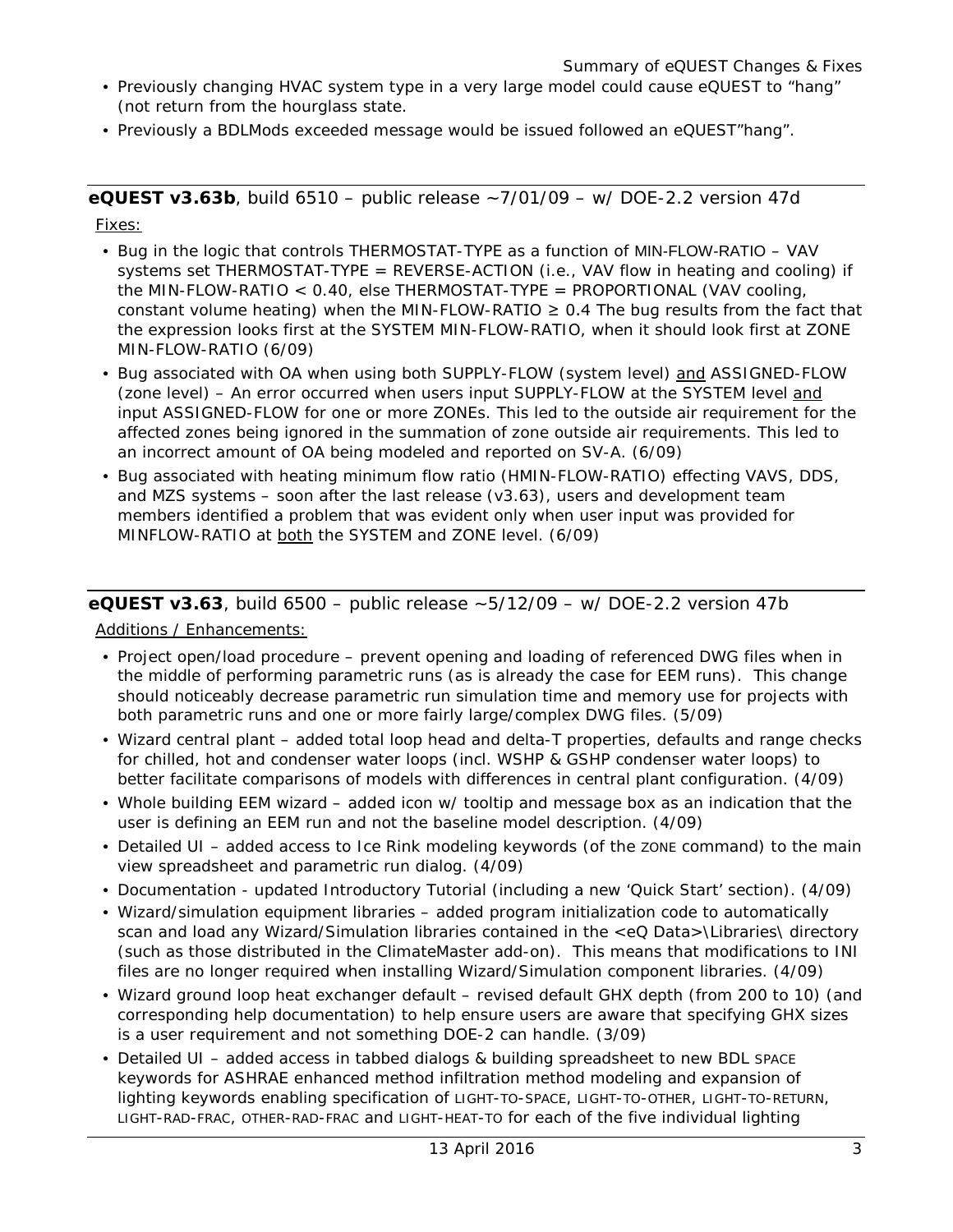- Previously changing HVAC system type in a very large model could cause eQUEST to "hang" (not return from the hourglass state.
- Previously a BDLMods exceeded message would be issued followed an eQUEST"hang".

**eQUEST v3.63b**, build 6510 – public release ~7/01/09 – w/ DOE-2.2 version 47d

Fixes:

- Bug in the logic that controls THERMOSTAT-TYPE as a function of MIN-FLOW-RATIO – VAV systems set THERMOSTAT-TYPE = REVERSE-ACTION (i.e., VAV flow in heating and cooling) if the MIN-FLOW-RATIO < 0.40, else THERMOSTAT-TYPE = PROPORTIONAL (VAV cooling, constant volume heating) when the MIN-FLOW-RATIO ≥ 0.4 The bug results from the fact that the expression looks first at the SYSTEM MIN-FLOW-RATIO, when it should look first at ZONE MIN-FLOW-RATIO (6/09)
- Bug associated with OA when using both SUPPLY-FLOW (system level) and ASSIGNED-FLOW (zone level) – An error occurred when users input SUPPLY-FLOW at the SYSTEM level and input ASSIGNED-FLOW for one or more ZONEs. This led to the outside air requirement for the affected zones being ignored in the summation of zone outside air requirements. This led to an incorrect amount of OA being modeled and reported on SV-A. (6/09)
- Bug associated with heating minimum flow ratio (HMIN-FLOW-RATIO) effecting VAVS, DDS, and MZS systems – soon after the last release (v3.63), users and development team members identified a problem that was evident only when user input was provided for MINFLOW-RATIO at both the SYSTEM and ZONE level. (6/09)

**eQUEST v3.63**, build 6500 – public release ~5/12/09 – w/ DOE-2.2 version 47b

Additions / Enhancements:

- Project open/load procedure – prevent opening and loading of referenced DWG files when in the middle of performing parametric runs (as is already the case for EEM runs). This change should noticeably decrease parametric run simulation time and memory use for projects with both parametric runs and one or more fairly large/complex DWG files. (5/09)
- Wizard central plant – added total loop head and delta-T properties, defaults and range checks for chilled, hot and condenser water loops (incl. WSHP & GSHP condenser water loops) to better facilitate comparisons of models with differences in central plant configuration. (4/09)
- Whole building EEM wizard – added icon w/ tooltip and message box as an indication that the user is defining an EEM run and not the baseline model description. (4/09)
- Detailed UI – added access to Ice Rink modeling keywords (of the ZONE command) to the main view spreadsheet and parametric run dialog. (4/09)
- Documentation - updated Introductory Tutorial (including a new 'Quick Start' section). (4/09)
- Wizard/simulation equipment libraries – added program initialization code to automatically scan and load any Wizard/Simulation libraries contained in the <eQ Data>\Libraries\ directory (such as those distributed in the ClimateMaster add-on). This means that modifications to INI files are no longer required when installing Wizard/Simulation component libraries. (4/09)
- Wizard ground loop heat exchanger default – revised default GHX depth (from 200 to 10) (and corresponding help documentation) to help ensure users are aware that specifying GHX sizes is a user requirement and not something DOE-2 can handle. (3/09)
- Detailed UI – added access in tabbed dialogs & building spreadsheet to new BDL SPACE keywords for ASHRAE enhanced method infiltration method modeling and expansion of lighting keywords enabling specification of LIGHT-TO-SPACE, LIGHT-TO-OTHER, LIGHT-TO-RETURN, LIGHT-RAD-FRAC, OTHER-RAD-FRAC and LIGHT-HEAT-TO for each of the five individual lighting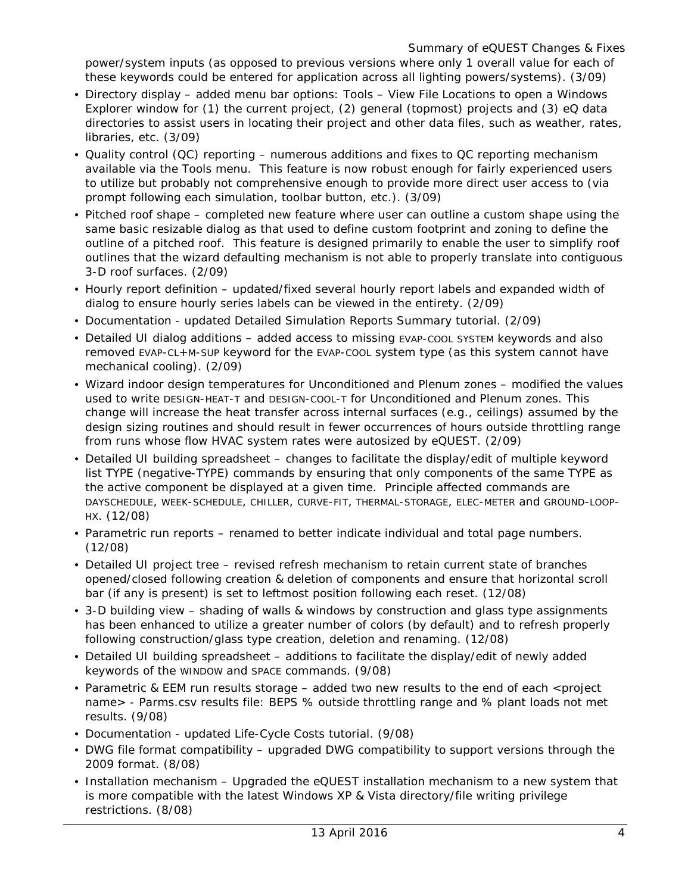power/system inputs (as opposed to previous versions where only 1 overall value for each of these keywords could be entered for application across all lighting powers/systems). (3/09)

- Directory display – added menu bar options: Tools – View File Locations to open a Windows Explorer window for (1) the current project, (2) general (topmost) projects and (3) eQ data directories to assist users in locating their project and other data files, such as weather, rates, libraries, etc. (3/09)
- Quality control (QC) reporting – numerous additions and fixes to QC reporting mechanism available via the Tools menu. This feature is now robust enough for fairly experienced users to utilize but probably not comprehensive enough to provide more direct user access to (via prompt following each simulation, toolbar button, etc.). (3/09)
- Pitched roof shape – completed new feature where user can outline a custom shape using the same basic resizable dialog as that used to define custom footprint and zoning to define the outline of a pitched roof. This feature is designed primarily to enable the user to simplify roof outlines that the wizard defaulting mechanism is not able to properly translate into contiguous 3-D roof surfaces. (2/09)
- Hourly report definition – updated/fixed several hourly report labels and expanded width of dialog to ensure hourly series labels can be viewed in the entirety. (2/09)
- Documentation - updated Detailed Simulation Reports Summary tutorial. (2/09)
- Detailed UI dialog additions – added access to missing EVAP-COOL SYSTEM keywords and also removed EVAP-CL+M-SUP keyword for the EVAP-COOL system type (as this system cannot have mechanical cooling). (2/09)
- Wizard indoor design temperatures for Unconditioned and Plenum zones – modified the values used to write DESIGN-HEAT-T and DESIGN-COOL-T for Unconditioned and Plenum zones. This change will increase the heat transfer across internal surfaces (e.g., ceilings) assumed by the design sizing routines and should result in fewer occurrences of hours outside throttling range from runs whose flow HVAC system rates were autosized by eQUEST. (2/09)
- Detailed UI building spreadsheet – changes to facilitate the display/edit of multiple keyword list TYPE (negative-TYPE) commands by ensuring that only components of the same TYPE as the active component be displayed at a given time. Principle affected commands are DAYSCHEDULE, WEEK-SCHEDULE, CHILLER, CURVE-FIT, THERMAL-STORAGE, ELEC-METER and GROUND-LOOP-HX. (12/08)
- Parametric run reports – renamed to better indicate individual and total page numbers. (12/08)
- Detailed UI project tree – revised refresh mechanism to retain current state of branches opened/closed following creation & deletion of components and ensure that horizontal scroll bar (if any is present) is set to leftmost position following each reset. (12/08)
- 3-D building view – shading of walls & windows by construction and glass type assignments has been enhanced to utilize a greater number of colors (by default) and to refresh properly following construction/glass type creation, deletion and renaming. (12/08)
- Detailed UI building spreadsheet – additions to facilitate the display/edit of newly added keywords of the WINDOW and SPACE commands. (9/08)
- Parametric & EEM run results storage – added two new results to the end of each <project name> - Parms.csv results file: BEPS % outside throttling range and % plant loads not met results. (9/08)
- Documentation - updated Life-Cycle Costs tutorial. (9/08)
- DWG file format compatibility – upgraded DWG compatibility to support versions through the 2009 format. (8/08)
- Installation mechanism – Upgraded the eQUEST installation mechanism to a new system that is more compatible with the latest Windows XP & Vista directory/file writing privilege restrictions. (8/08)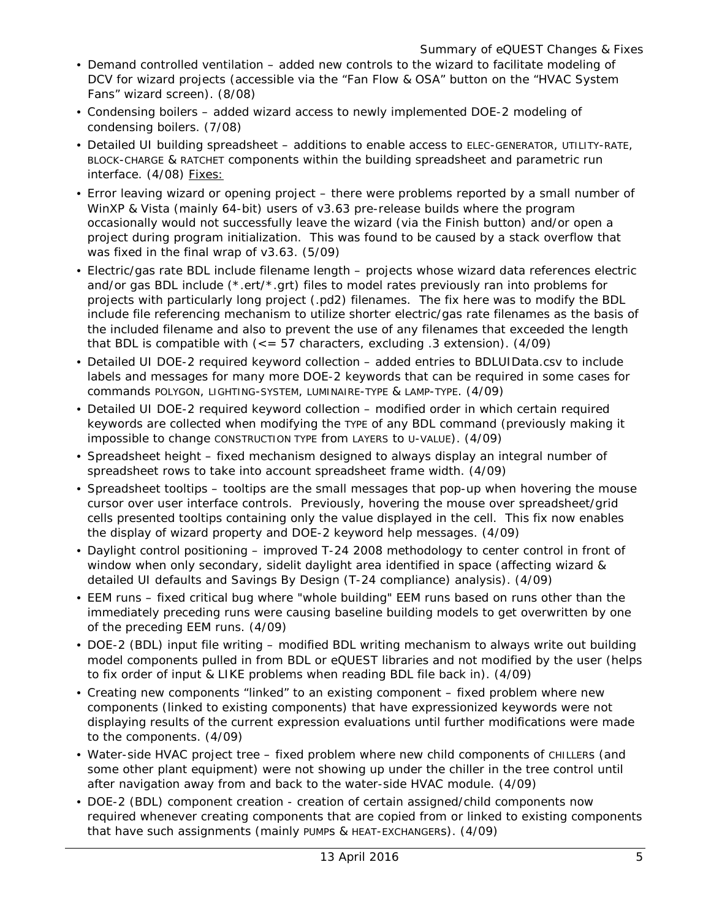- Demand controlled ventilation – added new controls to the wizard to facilitate modeling of DCV for wizard projects (accessible via the "Fan Flow & OSA" button on the "HVAC System Fans" wizard screen). (8/08)
- Condensing boilers – added wizard access to newly implemented DOE-2 modeling of condensing boilers. (7/08)
- Detailed UI building spreadsheet – additions to enable access to ELEC-GENERATOR, UTILITY-RATE, BLOCK-CHARGE & RATCHET components within the building spreadsheet and parametric run interface. (4/08) Fixes:
- Error leaving wizard or opening project – there were problems reported by a small number of WinXP & Vista (mainly 64-bit) users of v3.63 pre-release builds where the program occasionally would not successfully leave the wizard (via the Finish button) and/or open a project during program initialization. This was found to be caused by a stack overflow that was fixed in the final wrap of v3.63. (5/09)
- Electric/gas rate BDL include filename length – projects whose wizard data references electric and/or gas BDL include (*.ert/*.grt) files to model rates previously ran into problems for projects with particularly long project (.pd2) filenames. The fix here was to modify the BDL include file referencing mechanism to utilize shorter electric/gas rate filenames as the basis of the included filename and also to prevent the use of any filenames that exceeded the length that BDL is compatible with (<= 57 characters, excluding .3 extension). (4/09)
- Detailed UI DOE-2 required keyword collection – added entries to BDLUIData.csv to include labels and messages for many more DOE-2 keywords that can be required in some cases for commands POLYGON, LIGHTING-SYSTEM, LUMINAIRE-TYPE & LAMP-TYPE. (4/09)
- Detailed UI DOE-2 required keyword collection – modified order in which certain required keywords are collected when modifying the TYPE of any BDL command (previously making it impossible to change CONSTRUCTION TYPE from LAYERS to U-VALUE). (4/09)
- Spreadsheet height – fixed mechanism designed to always display an integral number of spreadsheet rows to take into account spreadsheet frame width. (4/09)
- Spreadsheet tooltips – tooltips are the small messages that pop-up when hovering the mouse cursor over user interface controls. Previously, hovering the mouse over spreadsheet/grid cells presented tooltips containing only the value displayed in the cell. This fix now enables the display of wizard property and DOE-2 keyword help messages. (4/09)
- Daylight control positioning – improved T-24 2008 methodology to center control in front of window when only secondary, sidelit daylight area identified in space (affecting wizard & detailed UI defaults and Savings By Design (T-24 compliance) analysis). (4/09)
- EEM runs – fixed critical bug where "whole building" EEM runs based on runs other than the immediately preceding runs were causing baseline building models to get overwritten by one of the preceding EEM runs. (4/09)
- DOE-2 (BDL) input file writing – modified BDL writing mechanism to always write out building model components pulled in from BDL or eQUEST libraries and not modified by the user (helps to fix order of input & LIKE problems when reading BDL file back in). (4/09)
- Creating new components "linked" to an existing component – fixed problem where new components (linked to existing components) that have expressionized keywords were not displaying results of the current expression evaluations until further modifications were made to the components. (4/09)
- Water-side HVAC project tree – fixed problem where new child components of CHILLERS (and some other plant equipment) were not showing up under the chiller in the tree control until after navigation away from and back to the water-side HVAC module. (4/09)
- DOE-2 (BDL) component creation - creation of certain assigned/child components now required whenever creating components that are copied from or linked to existing components that have such assignments (mainly PUMPS & HEAT-EXCHANGERS). (4/09)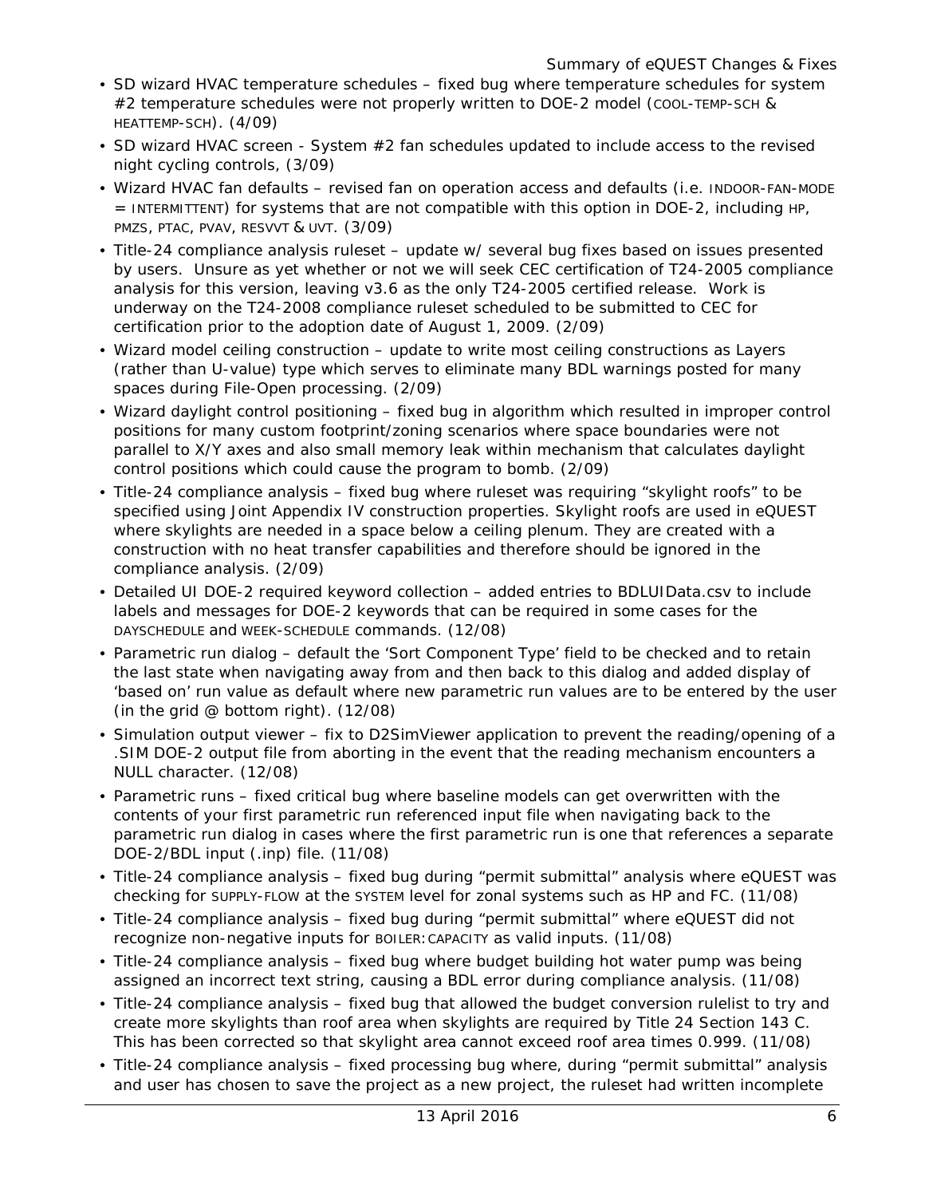- SD wizard HVAC temperature schedules – fixed bug where temperature schedules for system #2 temperature schedules were not properly written to DOE-2 model (COOL-TEMP-SCH & HEATTEMP-SCH). (4/09)
- SD wizard HVAC screen - System #2 fan schedules updated to include access to the revised night cycling controls, (3/09)
- Wizard HVAC fan defaults – revised fan on operation access and defaults (i.e. INDOOR-FAN-MODE = INTERMITTENT) for systems that are not compatible with this option in DOE-2, including HP, PMZS, PTAC, PVAV, RESVVT & UVT. (3/09)
- Title-24 compliance analysis ruleset – update w/ several bug fixes based on issues presented by users. Unsure as yet whether or not we will seek CEC certification of T24-2005 compliance analysis for this version, leaving v3.6 as the only T24-2005 certified release. Work is underway on the T24-2008 compliance ruleset scheduled to be submitted to CEC for certification prior to the adoption date of August 1, 2009. (2/09)
- Wizard model ceiling construction – update to write most ceiling constructions as Layers (rather than U-value) type which serves to eliminate many BDL warnings posted for many spaces during File-Open processing. (2/09)
- Wizard daylight control positioning – fixed bug in algorithm which resulted in improper control positions for many custom footprint/zoning scenarios where space boundaries were not parallel to X/Y axes and also small memory leak within mechanism that calculates daylight control positions which could cause the program to bomb. (2/09)
- Title-24 compliance analysis – fixed bug where ruleset was requiring “skylight roofs” to be specified using Joint Appendix IV construction properties. Skylight roofs are used in eQUEST where skylights are needed in a space below a ceiling plenum. They are created with a construction with no heat transfer capabilities and therefore should be ignored in the compliance analysis. (2/09)
- Detailed UI DOE-2 required keyword collection – added entries to BDLUIData.csv to include labels and messages for DOE-2 keywords that can be required in some cases for the DAYSCHEDULE and WEEK-SCHEDULE commands. (12/08)
- Parametric run dialog – default the ‘Sort Component Type’ field to be checked and to retain the last state when navigating away from and then back to this dialog and added display of ‘based on’ run value as default where new parametric run values are to be entered by the user (in the grid @ bottom right). (12/08)
- Simulation output viewer – fix to D2SimViewer application to prevent the reading/opening of a .SIM DOE-2 output file from aborting in the event that the reading mechanism encounters a NULL character. (12/08)
- Parametric runs – fixed critical bug where baseline models can get overwritten with the contents of your first parametric run referenced input file when navigating back to the parametric run dialog in cases where the first parametric run is one that references a separate DOE-2/BDL input (.inp) file. (11/08)
- Title-24 compliance analysis – fixed bug during “permit submittal” analysis where eQUEST was checking for SUPPLY-FLOW at the SYSTEM level for zonal systems such as HP and FC. (11/08)
- Title-24 compliance analysis – fixed bug during “permit submittal” where eQUEST did not recognize non-negative inputs for BOILER:CAPACITY as valid inputs. (11/08)
- Title-24 compliance analysis – fixed bug where budget building hot water pump was being assigned an incorrect text string, causing a BDL error during compliance analysis. (11/08)
- Title-24 compliance analysis – fixed bug that allowed the budget conversion rulelist to try and create more skylights than roof area when skylights are required by Title 24 Section 143 C. This has been corrected so that skylight area cannot exceed roof area times 0.999. (11/08)
- Title-24 compliance analysis – fixed processing bug where, during “permit submittal” analysis and user has chosen to save the project as a new project, the ruleset had written incomplete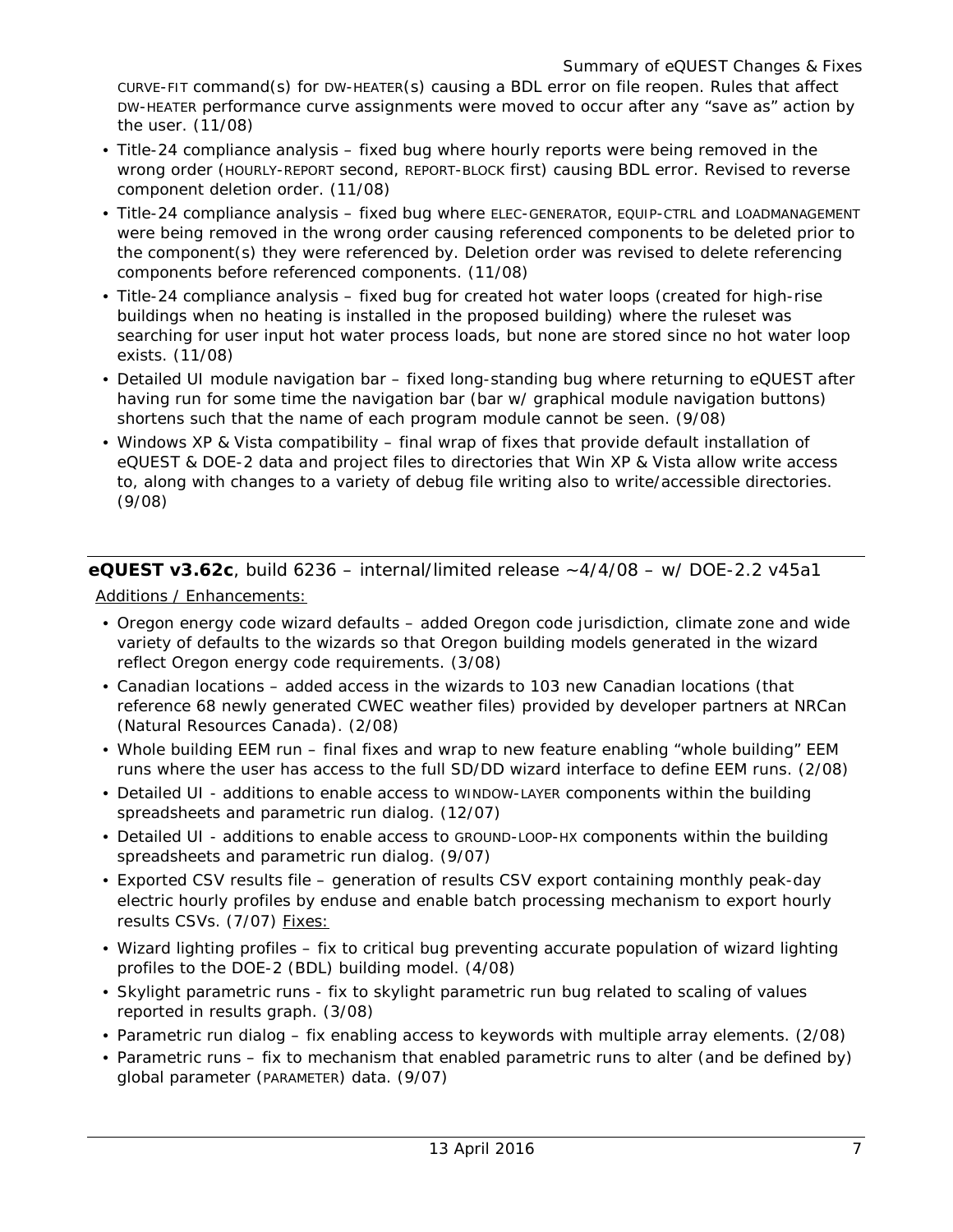CURVE-FIT command(s) for DW-HEATER(s) causing a BDL error on file reopen. Rules that affect DW-HEATER performance curve assignments were moved to occur after any "save as" action by the user. (11/08)

- Title-24 compliance analysis – fixed bug where hourly reports were being removed in the wrong order (HOURLY-REPORT second, REPORT-BLOCK first) causing BDL error. Revised to reverse component deletion order. (11/08)
- Title-24 compliance analysis – fixed bug where ELEC-GENERATOR, EQUIP-CTRL and LOADMANAGEMENT were being removed in the wrong order causing referenced components to be deleted prior to the component(s) they were referenced by. Deletion order was revised to delete referencing components before referenced components. (11/08)
- Title-24 compliance analysis – fixed bug for created hot water loops (created for high-rise buildings when no heating is installed in the proposed building) where the ruleset was searching for user input hot water process loads, but none are stored since no hot water loop exists. (11/08)
- Detailed UI module navigation bar – fixed long-standing bug where returning to eQUEST after having run for some time the navigation bar (bar w/ graphical module navigation buttons) shortens such that the name of each program module cannot be seen. (9/08)
- Windows XP & Vista compatibility – final wrap of fixes that provide default installation of eQUEST & DOE-2 data and project files to directories that Win XP & Vista allow write access to, along with changes to a variety of debug file writing also to write/accessible directories. (9/08)

## **eQUEST v3.62c**, build 6236 – internal/limited release ~4/4/08 – w/ DOE-2.2 v45a1

Additions / Enhancements:

- Oregon energy code wizard defaults – added Oregon code jurisdiction, climate zone and wide variety of defaults to the wizards so that Oregon building models generated in the wizard reflect Oregon energy code requirements. (3/08)
- Canadian locations – added access in the wizards to 103 new Canadian locations (that reference 68 newly generated CWEC weather files) provided by developer partners at NRCan (Natural Resources Canada). (2/08)
- Whole building EEM run – final fixes and wrap to new feature enabling "whole building" EEM runs where the user has access to the full SD/DD wizard interface to define EEM runs. (2/08)
- Detailed UI - additions to enable access to WINDOW-LAYER components within the building spreadsheets and parametric run dialog. (12/07)
- Detailed UI - additions to enable access to GROUND-LOOP-HX components within the building spreadsheets and parametric run dialog. (9/07)
- Exported CSV results file – generation of results CSV export containing monthly peak-day electric hourly profiles by enduse and enable batch processing mechanism to export hourly results CSVs. (7/07)

Fixes:

- Wizard lighting profiles – fix to critical bug preventing accurate population of wizard lighting profiles to the DOE-2 (BDL) building model. (4/08)
- Skylight parametric runs - fix to skylight parametric run bug related to scaling of values reported in results graph. (3/08)
- Parametric run dialog – fix enabling access to keywords with multiple array elements. (2/08)
- Parametric runs – fix to mechanism that enabled parametric runs to alter (and be defined by) global parameter (PARAMETER) data. (9/07)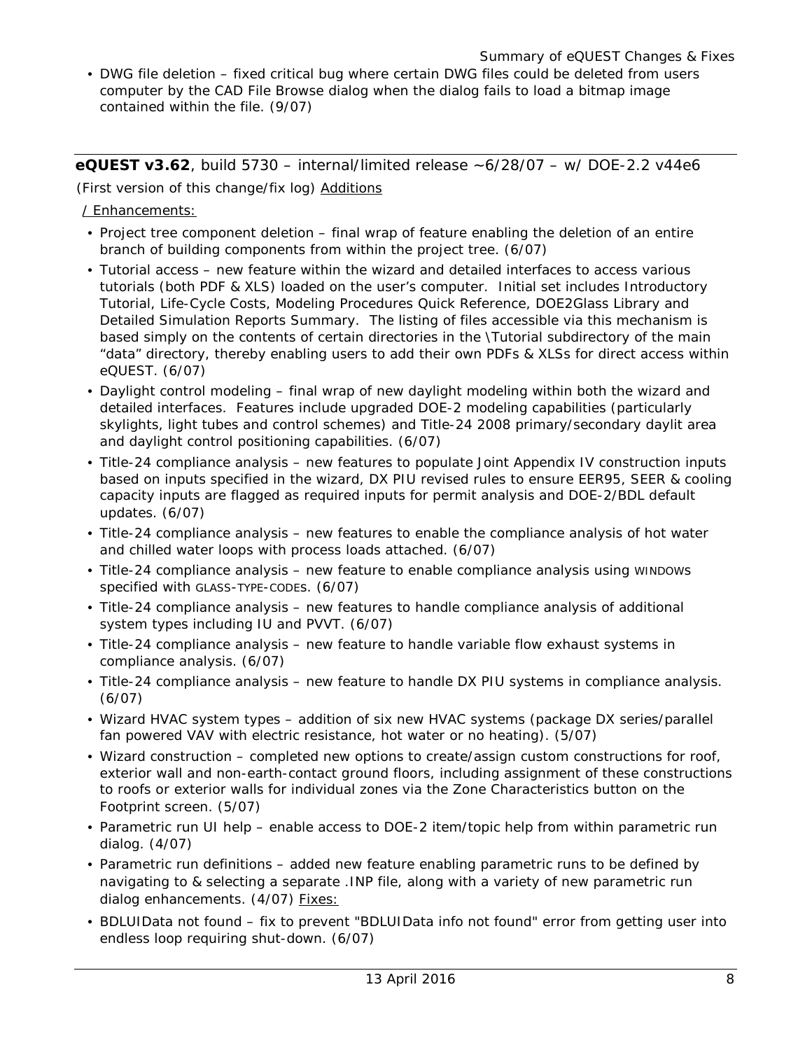- DWG file deletion – fixed critical bug where certain DWG files could be deleted from users computer by the CAD File Browse dialog when the dialog fails to load a bitmap image contained within the file. (9/07)

---

**eQUEST v3.62**, build 5730 – internal/limited release ~6/28/07 – w/ DOE-2.2 v44e6

(First version of this change/fix log) Additions / Enhancements:

- Project tree component deletion – final wrap of feature enabling the deletion of an entire branch of building components from within the project tree. (6/07)
- Tutorial access – new feature within the wizard and detailed interfaces to access various tutorials (both PDF & XLS) loaded on the user's computer. Initial set includes Introductory Tutorial, Life-Cycle Costs, Modeling Procedures Quick Reference, DOE2Glass Library and Detailed Simulation Reports Summary. The listing of files accessible via this mechanism is based simply on the contents of certain directories in the \Tutorial subdirectory of the main "data" directory, thereby enabling users to add their own PDFs & XLSs for direct access within eQUEST. (6/07)
- Daylight control modeling – final wrap of new daylight modeling within both the wizard and detailed interfaces. Features include upgraded DOE-2 modeling capabilities (particularly skylights, light tubes and control schemes) and Title-24 2008 primary/secondary daylit area and daylight control positioning capabilities. (6/07)
- Title-24 compliance analysis – new features to populate Joint Appendix IV construction inputs based on inputs specified in the wizard, DX PIU revised rules to ensure EER95, SEER & cooling capacity inputs are flagged as required inputs for permit analysis and DOE-2/BDL default updates. (6/07)
- Title-24 compliance analysis – new features to enable the compliance analysis of hot water and chilled water loops with process loads attached. (6/07)
- Title-24 compliance analysis – new feature to enable compliance analysis using WINDOWS specified with GLASS-TYPE-CODEs. (6/07)
- Title-24 compliance analysis – new features to handle compliance analysis of additional system types including IU and PVVT. (6/07)
- Title-24 compliance analysis – new feature to handle variable flow exhaust systems in compliance analysis. (6/07)
- Title-24 compliance analysis – new feature to handle DX PIU systems in compliance analysis. (6/07)
- Wizard HVAC system types – addition of six new HVAC systems (package DX series/parallel fan powered VAV with electric resistance, hot water or no heating). (5/07)
- Wizard construction – completed new options to create/assign custom constructions for roof, exterior wall and non-earth-contact ground floors, including assignment of these constructions to roofs or exterior walls for individual zones via the Zone Characteristics button on the Footprint screen. (5/07)
- Parametric run UI help – enable access to DOE-2 item/topic help from within parametric run dialog. (4/07)
- Parametric run definitions – added new feature enabling parametric runs to be defined by navigating to & selecting a separate .INP file, along with a variety of new parametric run dialog enhancements. (4/07)

Fixes:

- BDLUIData not found – fix to prevent "BDLUIData info not found" error from getting user into endless loop requiring shut-down. (6/07)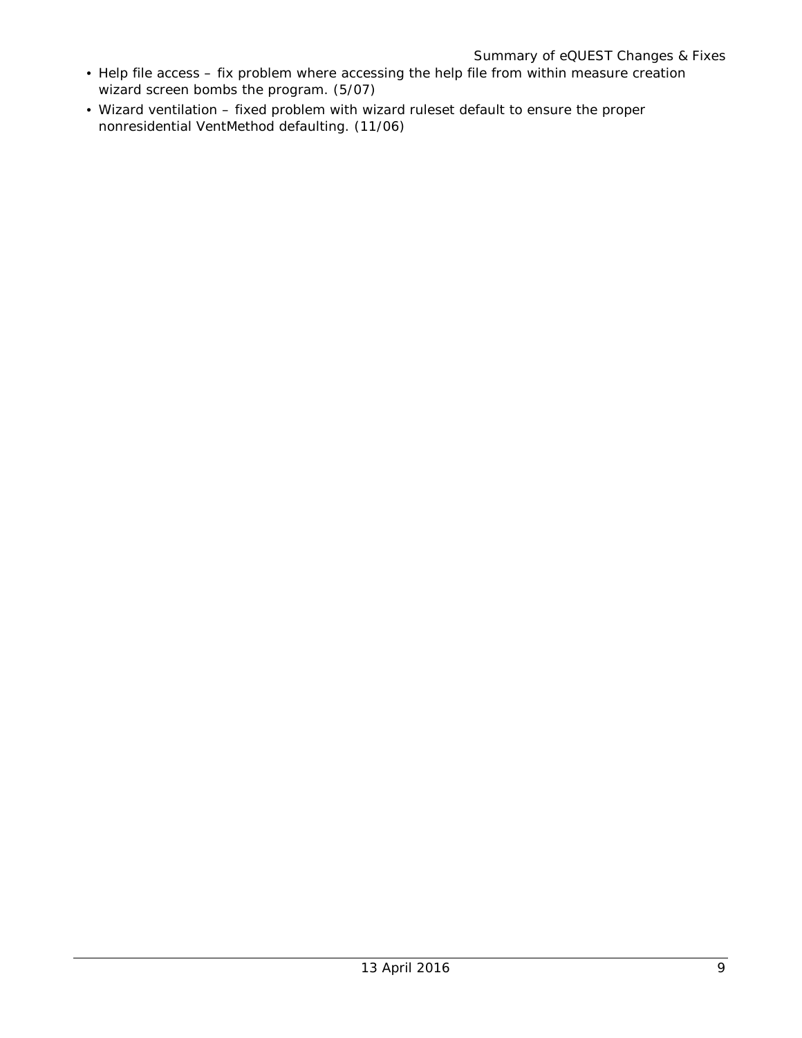- Help file access – fix problem where accessing the help file from within measure creation wizard screen bombs the program. (5/07)
- Wizard ventilation – fixed problem with wizard ruleset default to ensure the proper nonresidential VentMethod defaulting. (11/06)